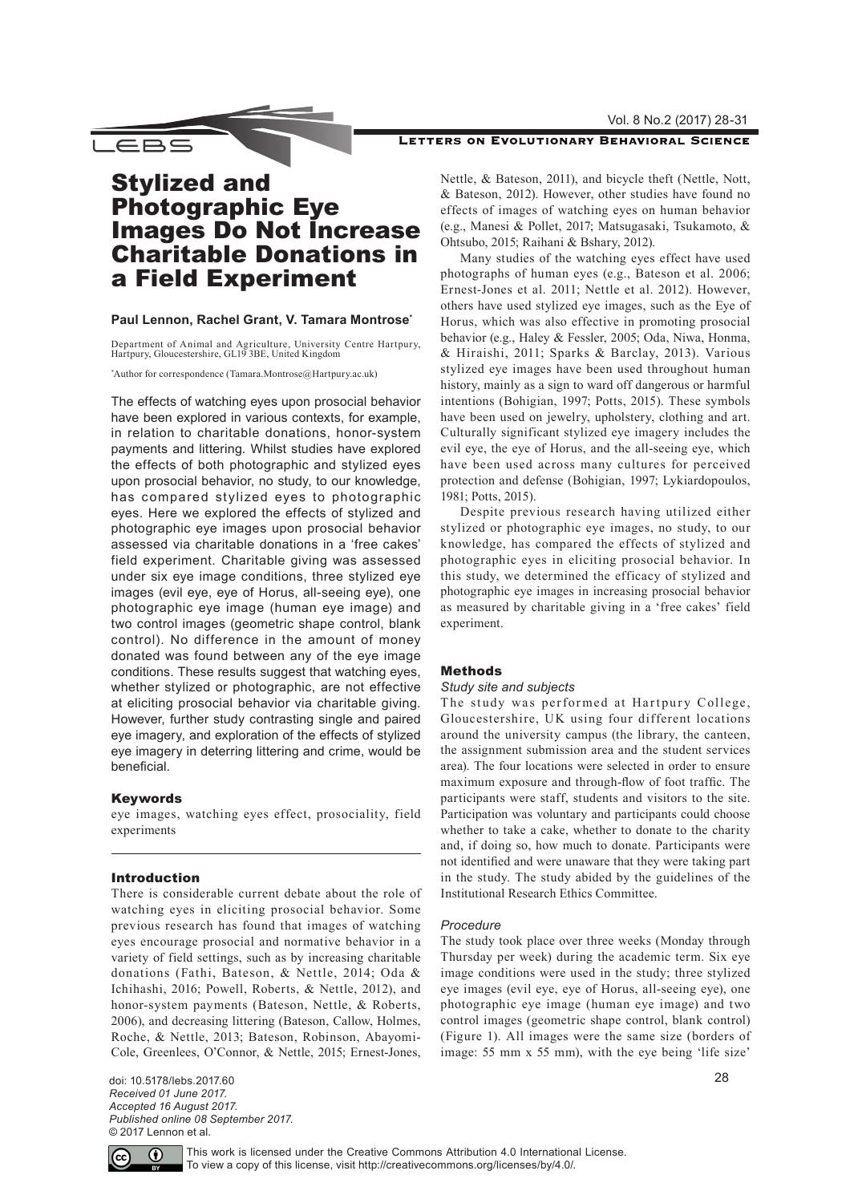# Stylized and Photographic Eye Images Do Not Increase Charitable Donations in a Field Experiment

**Paul Lennon, Rachel Grant, V. Tamara Montrose***

Department of Animal and Agriculture, University Centre Hartpury, Hartpury, Gloucestershire, GL19 3BE, United Kingdom

*Author for correspondence (Tamara.Montrose@Hartpury.ac.uk)

The effects of watching eyes upon prosocial behavior have been explored in various contexts, for example, in relation to charitable donations, honor-system payments and littering. Whilst studies have explored the effects of both photographic and stylized eyes upon prosocial behavior, no study, to our knowledge, has compared stylized eyes to photographic eyes. Here we explored the effects of stylized and photographic eye images upon prosocial behavior assessed via charitable donations in a 'free cakes' field experiment. Charitable giving was assessed under six eye image conditions, three stylized eye images (evil eye, eye of Horus, all-seeing eye), one photographic eye image (human eye image) and two control images (geometric shape control, blank control). No difference in the amount of money donated was found between any of the eye image conditions. These results suggest that watching eyes, whether stylized or photographic, are not effective at eliciting prosocial behavior via charitable giving. However, further study contrasting single and paired eye imagery, and exploration of the effects of stylized eye imagery in deterring littering and crime, would be beneficial.

## Keywords

eye images, watching eyes effect, prosociality, field experiments

## Introduction

There is considerable current debate about the role of watching eyes in eliciting prosocial behavior. Some previous research has found that images of watching eyes encourage prosocial and normative behavior in a variety of field settings, such as by increasing charitable donations (Fathi, Bateson, & Nettle, 2014; Oda & Ichihashi, 2016; Powell, Roberts, & Nettle, 2012), and honor-system payments (Bateson, Nettle, & Roberts, 2006), and decreasing littering (Bateson, Callow, Holmes, Roche, & Nettle, 2013; Bateson, Robinson, Abayomi-Cole, Greenlees, O'Connor, & Nettle, 2015; Ernest-Jones, Nettle, & Bateson, 2011), and bicycle theft (Nettle, Nott, & Bateson, 2012). However, other studies have found no effects of images of watching eyes on human behavior (e.g., Manesi & Pollet, 2017; Matsugasaki, Tsukamoto, & Ohtsubo, 2015; Raihani & Bshary, 2012).

Many studies of the watching eyes effect have used photographs of human eyes (e.g., Bateson et al. 2006; Ernest-Jones et al. 2011; Nettle et al. 2012). However, others have used stylized eye images, such as the Eye of Horus, which was also effective in promoting prosocial behavior (e.g., Haley & Fessler, 2005; Oda, Niwa, Honma, & Hiraishi, 2011; Sparks & Barclay, 2013). Various stylized eye images have been used throughout human history, mainly as a sign to ward off dangerous or harmful intentions (Bohigian, 1997; Potts, 2015). These symbols have been used on jewelry, upholstery, clothing and art. Culturally significant stylized eye imagery includes the evil eye, the eye of Horus, and the all-seeing eye, which have been used across many cultures for perceived protection and defense (Bohigian, 1997; Lykiardopoulos, 1981; Potts, 2015).

Despite previous research having utilized either stylized or photographic eye images, no study, to our knowledge, has compared the effects of stylized and photographic eyes in eliciting prosocial behavior. In this study, we determined the efficacy of stylized and photographic eye images in increasing prosocial behavior as measured by charitable giving in a 'free cakes' field experiment.

## Methods

### *Study site and subjects*

The study was performed at Hartpury College, Gloucestershire, UK using four different locations around the university campus (the library, the canteen, the assignment submission area and the student services area). The four locations were selected in order to ensure maximum exposure and through-flow of foot traffic. The participants were staff, students and visitors to the site. Participation was voluntary and participants could choose whether to take a cake, whether to donate to the charity and, if doing so, how much to donate. Participants were not identified and were unaware that they were taking part in the study. The study abided by the guidelines of the Institutional Research Ethics Committee.

### *Procedure*

The study took place over three weeks (Monday through Thursday per week) during the academic term. Six eye image conditions were used in the study; three stylized eye images (evil eye, eye of Horus, all-seeing eye), one photographic eye image (human eye image) and two control images (geometric shape control, blank control) (Figure 1). All images were the same size (borders of image: 55 mm x 55 mm), with the eye being 'life size'

doi: 10.5178/lebs.2017.60
*Received 01 June 2017.*
*Accepted 16 August 2017.*
*Published online 08 September 2017.*
© 2017 Lennon et al.

This work is licensed under the Creative Commons Attribution 4.0 International License. To view a copy of this license, visit http://creativecommons.org/licenses/by/4.0/.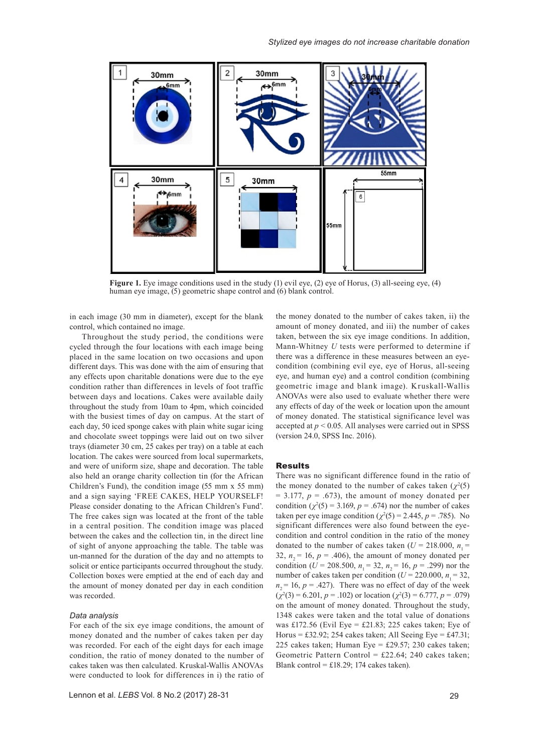Figure 1. Eye image conditions used in the study (1) evil eye, (2) eye of Horus, (3) all-seeing eye, (4) human eye image, (5) geometric shape control and (6) blank control.

in each image (30 mm in diameter), except for the blank control, which contained no image.

Throughout the study period, the conditions were cycled through the four locations with each image being placed in the same location on two occasions and upon different days. This was done with the aim of ensuring that any effects upon charitable donations were due to the eye condition rather than differences in levels of foot traffic between days and locations. Cakes were available daily throughout the study from 10am to 4pm, which coincided with the busiest times of day on campus. At the start of each day, 50 iced sponge cakes with plain white sugar icing and chocolate sweet toppings were laid out on two silver trays (diameter 30 cm, 25 cakes per tray) on a table at each location. The cakes were sourced from local supermarkets, and were of uniform size, shape and decoration. The table also held an orange charity collection tin (for the African Children's Fund), the condition image (55 mm x 55 mm) and a sign saying 'FREE CAKES, HELP YOURSELF! Please consider donating to the African Children's Fund'. The free cakes sign was located at the front of the table in a central position. The condition image was placed between the cakes and the collection tin, in the direct line of sight of anyone approaching the table. The table was un-manned for the duration of the day and no attempts to solicit or entice participants occurred throughout the study. Collection boxes were emptied at the end of each day and the amount of money donated per day in each condition was recorded.

### *Data analysis*

For each of the six eye image conditions, the amount of money donated and the number of cakes taken per day was recorded. For each of the eight days for each image condition, the ratio of money donated to the number of cakes taken was then calculated. Kruskal-Wallis ANOVAs were conducted to look for differences in i) the ratio of the money donated to the number of cakes taken, ii) the amount of money donated, and iii) the number of cakes taken, between the six eye image conditions. In addition, Mann-Whitney $U$ tests were performed to determine if there was a difference in these measures between an eye-condition (combining evil eye, eye of Horus, all-seeing eye, and human eye) and a control condition (combining geometric image and blank image). Kruskall-Wallis ANOVAs were also used to evaluate whether there were any effects of day of the week or location upon the amount of money donated. The statistical significance level was accepted at $p < 0.05$. All analyses were carried out in SPSS (version 24.0, SPSS Inc. 2016).

## Results

There was no significant difference found in the ratio of the money donated to the number of cakes taken ($\chi^2(5) = 3.177$, $p = .673$), the amount of money donated per condition ($\chi^2(5) = 3.169$, $p = .674$) nor the number of cakes taken per eye image condition ($\chi^2(5) = 2.445$, $p = .785$). No significant differences were also found between the eye-condition and control condition in the ratio of the money donated to the number of cakes taken ($U = 218.000$, $n_1 = 32$, $n_2 = 16$, $p = .406$), the amount of money donated per condition ($U = 208.500$, $n_1 = 32$, $n_2 = 16$, $p = .299$) nor the number of cakes taken per condition ($U = 220.000$, $n_1 = 32$, $n_2 = 16$, $p = .427$). There was no effect of day of the week ($\chi^2(3) = 6.201$, $p = .102$) or location ($\chi^2(3) = 6.777$, $p = .079$) on the amount of money donated. Throughout the study, 1348 cakes were taken and the total value of donations was £172.56 (Evil Eye = £21.83; 225 cakes taken; Eye of Horus = £32.92; 254 cakes taken; All Seeing Eye = £47.31; 225 cakes taken; Human Eye = £29.57; 230 cakes taken; Geometric Pattern Control = £22.64; 240 cakes taken; Blank control = £18.29; 174 cakes taken).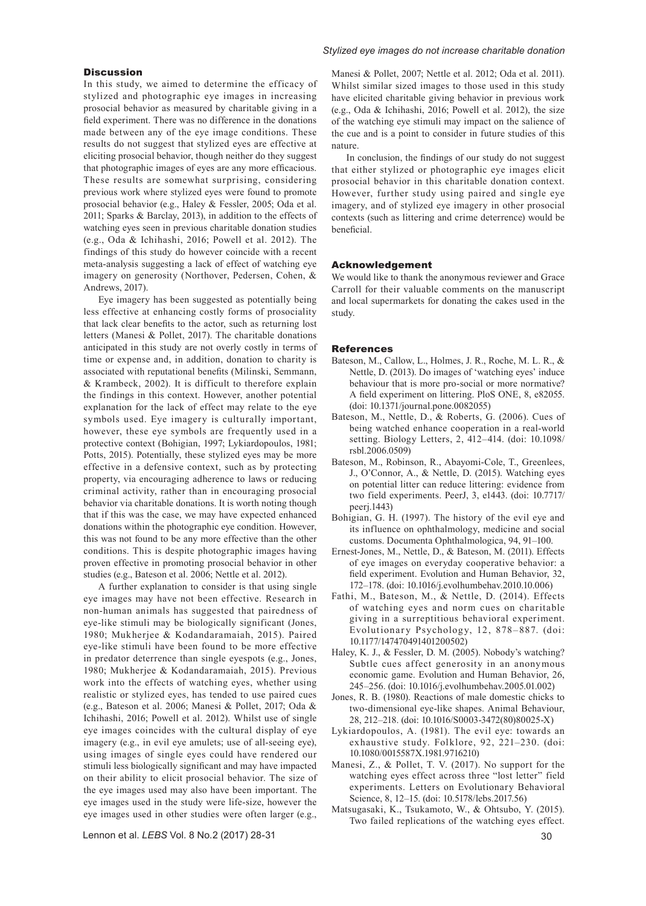## Discussion

In this study, we aimed to determine the efficacy of stylized and photographic eye images in increasing prosocial behavior as measured by charitable giving in a field experiment. There was no difference in the donations made between any of the eye image conditions. These results do not suggest that stylized eyes are effective at eliciting prosocial behavior, though neither do they suggest that photographic images of eyes are any more efficacious. These results are somewhat surprising, considering previous work where stylized eyes were found to promote prosocial behavior (e.g., Haley & Fessler, 2005; Oda et al. 2011; Sparks & Barclay, 2013), in addition to the effects of watching eyes seen in previous charitable donation studies (e.g., Oda & Ichihashi, 2016; Powell et al. 2012). The findings of this study do however coincide with a recent meta-analysis suggesting a lack of effect of watching eye imagery on generosity (Northover, Pedersen, Cohen, & Andrews, 2017).

Eye imagery has been suggested as potentially being less effective at enhancing costly forms of prosociality that lack clear benefits to the actor, such as returning lost letters (Manesi & Pollet, 2017). The charitable donations anticipated in this study are not overly costly in terms of time or expense and, in addition, donation to charity is associated with reputational benefits (Milinski, Semmann, & Krambeck, 2002). It is difficult to therefore explain the findings in this context. However, another potential explanation for the lack of effect may relate to the eye symbols used. Eye imagery is culturally important, however, these eye symbols are frequently used in a protective context (Bohigian, 1997; Lykiardopoulos, 1981; Potts, 2015). Potentially, these stylized eyes may be more effective in a defensive context, such as by protecting property, via encouraging adherence to laws or reducing criminal activity, rather than in encouraging prosocial behavior via charitable donations. It is worth noting though that if this was the case, we may have expected enhanced donations within the photographic eye condition. However, this was not found to be any more effective than the other conditions. This is despite photographic images having proven effective in promoting prosocial behavior in other studies (e.g., Bateson et al. 2006; Nettle et al. 2012).

A further explanation to consider is that using single eye images may have not been effective. Research in non-human animals has suggested that pairedness of eye-like stimuli may be biologically significant (Jones, 1980; Mukherjee & Kodandaramaiah, 2015). Paired eye-like stimuli have been found to be more effective in predator deterrence than single eyespots (e.g., Jones, 1980; Mukherjee & Kodandaramaiah, 2015). Previous work into the effects of watching eyes, whether using realistic or stylized eyes, has tended to use paired cues (e.g., Bateson et al. 2006; Manesi & Pollet, 2017; Oda & Ichihashi, 2016; Powell et al. 2012). Whilst use of single eye images coincides with the cultural display of eye imagery (e.g., in evil eye amulets; use of all-seeing eye), using images of single eyes could have rendered our stimuli less biologically significant and may have impacted on their ability to elicit prosocial behavior. The size of the eye images used may also have been important. The eye images used in the study were life-size, however the eye images used in other studies were often larger (e.g., Manesi & Pollet, 2007; Nettle et al. 2012; Oda et al. 2011). Whilst similar sized images to those used in this study have elicited charitable giving behavior in previous work (e.g., Oda & Ichihashi, 2016; Powell et al. 2012), the size of the watching eye stimuli may impact on the salience of the cue and is a point to consider in future studies of this nature.

In conclusion, the findings of our study do not suggest that either stylized or photographic eye images elicit prosocial behavior in this charitable donation context. However, further study using paired and single eye imagery, and of stylized eye imagery in other prosocial contexts (such as littering and crime deterrence) would be beneficial.

## Acknowledgement

We would like to thank the anonymous reviewer and Grace Carroll for their valuable comments on the manuscript and local supermarkets for donating the cakes used in the study.

## References

Bateson, M., Callow, L., Holmes, J. R., Roche, M. L. R., & Nettle, D. (2013). Do images of 'watching eyes' induce behaviour that is more pro-social or more normative? A field experiment on littering. PloS ONE, 8, e82055. (doi: 10.1371/journal.pone.0082055)

Bateson, M., Nettle, D., & Roberts, G. (2006). Cues of being watched enhance cooperation in a real-world setting. Biology Letters, 2, 412–414. (doi: 10.1098/rsbl.2006.0509)

Bateson, M., Robinson, R., Abayomi-Cole, T., Greenlees, J., O'Connor, A., & Nettle, D. (2015). Watching eyes on potential litter can reduce littering: evidence from two field experiments. PeerJ, 3, e1443. (doi: 10.7717/peerj.1443)

Bohigian, G. H. (1997). The history of the evil eye and its influence on ophthalmology, medicine and social customs. Documenta Ophthalmologica, 94, 91–100.

Ernest-Jones, M., Nettle, D., & Bateson, M. (2011). Effects of eye images on everyday cooperative behavior: a field experiment. Evolution and Human Behavior, 32, 172–178. (doi: 10.1016/j.evolhumbehav.2010.10.006)

Fathi, M., Bateson, M., & Nettle, D. (2014). Effects of watching eyes and norm cues on charitable giving in a surreptitious behavioral experiment. Evolutionary Psychology, 12, 878–887. (doi: 10.1177/147470491401200502)

Haley, K. J., & Fessler, D. M. (2005). Nobody's watching? Subtle cues affect generosity in an anonymous economic game. Evolution and Human Behavior, 26, 245–256. (doi: 10.1016/j.evolhumbehav.2005.01.002)

Jones, R. B. (1980). Reactions of male domestic chicks to two-dimensional eye-like shapes. Animal Behaviour, 28, 212–218. (doi: 10.1016/S0003-3472(80)80025-X)

Lykiardopoulos, A. (1981). The evil eye: towards an exhaustive study. Folklore, 92, 221–230. (doi: 10.1080/0015587X.1981.9716210)

Manesi, Z., & Pollet, T. V. (2017). No support for the watching eyes effect across three "lost letter" field experiments. Letters on Evolutionary Behavioral Science, 8, 12–15. (doi: 10.5178/lebs.2017.56)

Matsugasaki, K., Tsukamoto, W., & Ohtsubo, Y. (2015). Two failed replications of the watching eyes effect.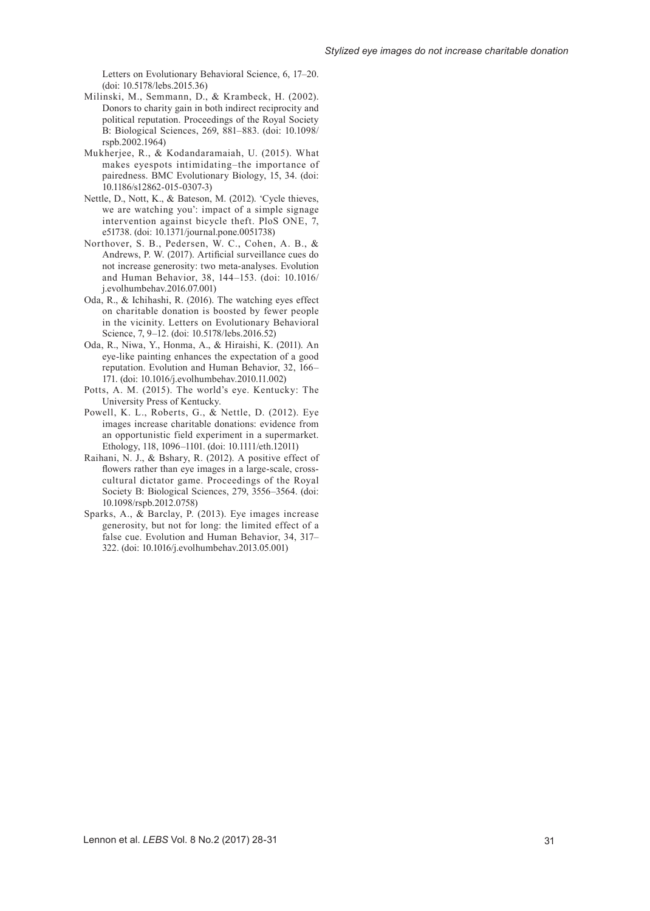Letters on Evolutionary Behavioral Science, 6, 17–20. (doi: 10.5178/lebs.2015.36)

Milinski, M., Semmann, D., & Krambeck, H. (2002). Donors to charity gain in both indirect reciprocity and political reputation. Proceedings of the Royal Society B: Biological Sciences, 269, 881–883. (doi: 10.1098/rspb.2002.1964)

Mukherjee, R., & Kodandaramaiah, U. (2015). What makes eyespots intimidating–the importance of pairedness. BMC Evolutionary Biology, 15, 34. (doi: 10.1186/s12862-015-0307-3)

Nettle, D., Nott, K., & Bateson, M. (2012). 'Cycle thieves, we are watching you': impact of a simple signage intervention against bicycle theft. PloS ONE, 7, e51738. (doi: 10.1371/journal.pone.0051738)

Northover, S. B., Pedersen, W. C., Cohen, A. B., & Andrews, P. W. (2017). Artificial surveillance cues do not increase generosity: two meta-analyses. Evolution and Human Behavior, 38, 144–153. (doi: 10.1016/j.evolhumbehav.2016.07.001)

Oda, R., & Ichihashi, R. (2016). The watching eyes effect on charitable donation is boosted by fewer people in the vicinity. Letters on Evolutionary Behavioral Science, 7, 9–12. (doi: 10.5178/lebs.2016.52)

Oda, R., Niwa, Y., Honma, A., & Hiraishi, K. (2011). An eye-like painting enhances the expectation of a good reputation. Evolution and Human Behavior, 32, 166–171. (doi: 10.1016/j.evolhumbehav.2010.11.002)

Potts, A. M. (2015). The world's eye. Kentucky: The University Press of Kentucky.

Powell, K. L., Roberts, G., & Nettle, D. (2012). Eye images increase charitable donations: evidence from an opportunistic field experiment in a supermarket. Ethology, 118, 1096–1101. (doi: 10.1111/eth.12011)

Raihani, N. J., & Bshary, R. (2012). A positive effect of flowers rather than eye images in a large-scale, cross-cultural dictator game. Proceedings of the Royal Society B: Biological Sciences, 279, 3556–3564. (doi: 10.1098/rspb.2012.0758)

Sparks, A., & Barclay, P. (2013). Eye images increase generosity, but not for long: the limited effect of a false cue. Evolution and Human Behavior, 34, 317–322. (doi: 10.1016/j.evolhumbehav.2013.05.001)